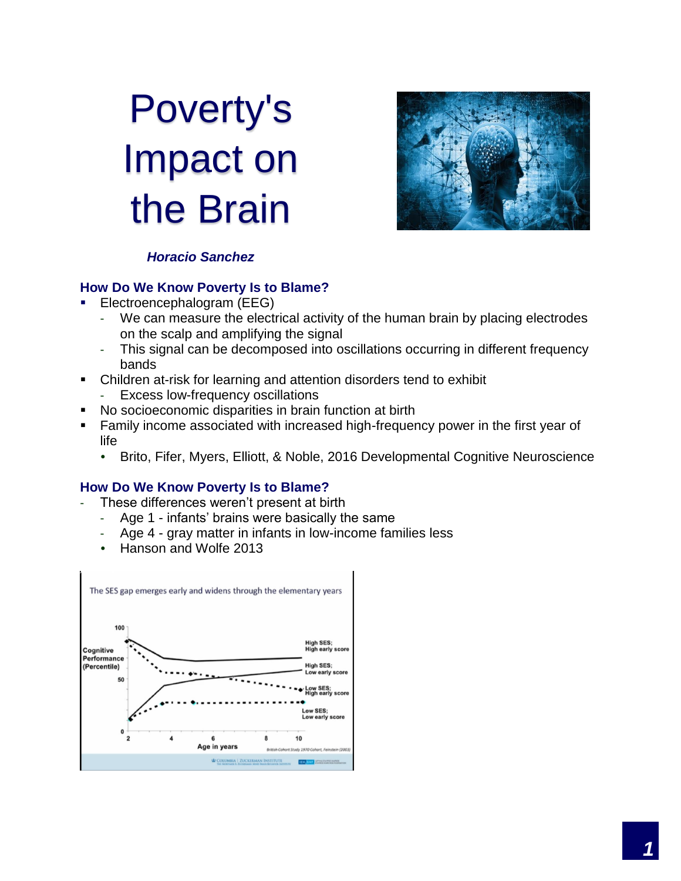# Poverty's Impact on the Brain

***Horacio Sanchez***

### How Do We Know Poverty Is to Blame?

- Electroencephalogram (EEG)
  - We can measure the electrical activity of the human brain by placing electrodes on the scalp and amplifying the signal
  - This signal can be decomposed into oscillations occurring in different frequency bands
- Children at-risk for learning and attention disorders tend to exhibit
  - Excess low-frequency oscillations
- No socioeconomic disparities in brain function at birth
- Family income associated with increased high-frequency power in the first year of life
  - Brito, Fifer, Myers, Elliott, & Noble, 2016 Developmental Cognitive Neuroscience

### How Do We Know Poverty Is to Blame?

- These differences weren't present at birth
  - Age 1 - infants' brains were basically the same
  - Age 4 - gray matter in infants in low-income families less
  - Hanson and Wolfe 2013

The SES gap emerges early and widens through the elementary years

Cognitive Performance (Percentile) | Age in years

High SES; High early score — High SES; Low early score — Low SES; High early score — Low SES; Low early score

British Cohort Study 1970 Cohort, Feinstein (2003)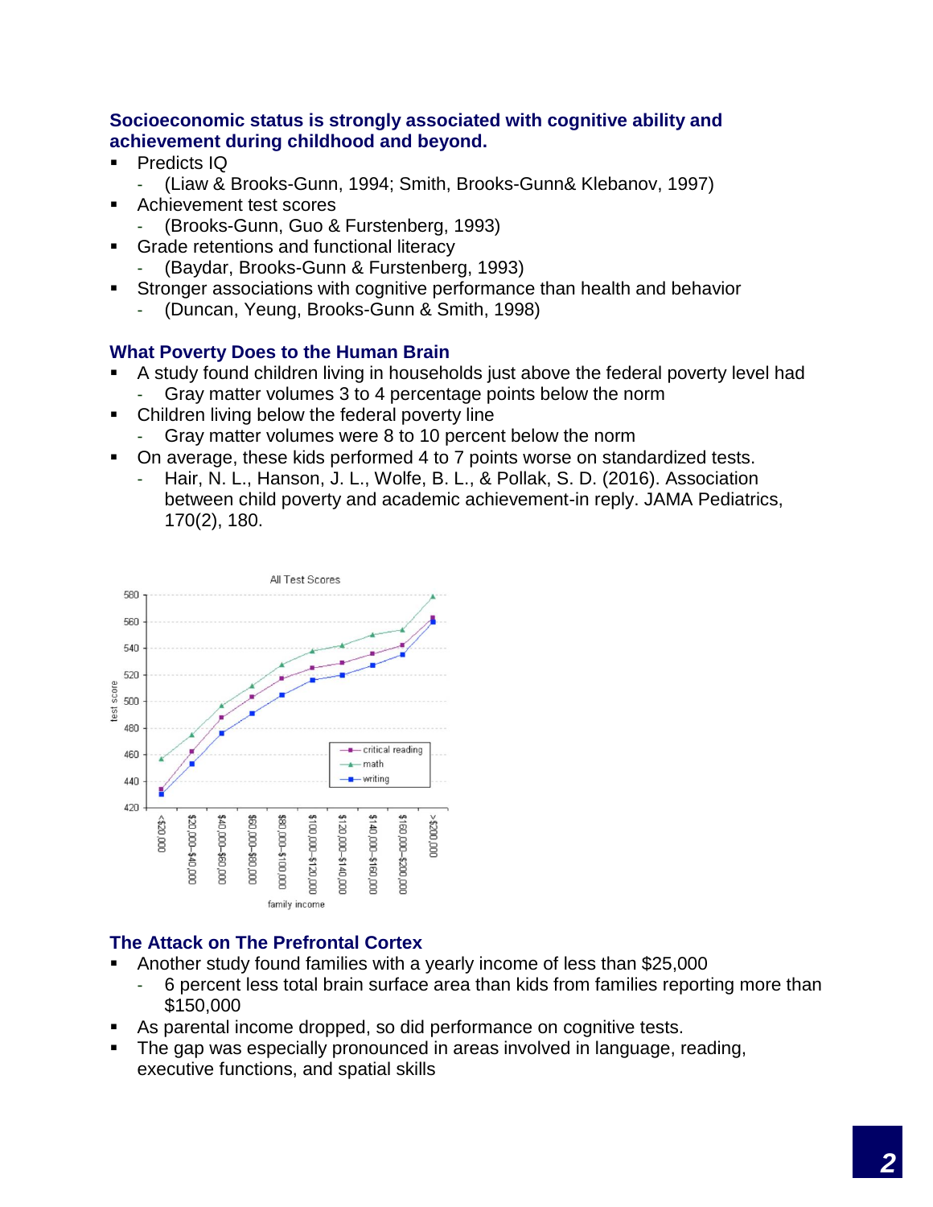## Socioeconomic status is strongly associated with cognitive ability and achievement during childhood and beyond.

- Predicts IQ
  - (Liaw & Brooks-Gunn, 1994; Smith, Brooks-Gunn& Klebanov, 1997)
- Achievement test scores
  - (Brooks-Gunn, Guo & Furstenberg, 1993)
- Grade retentions and functional literacy
  - (Baydar, Brooks-Gunn & Furstenberg, 1993)
- Stronger associations with cognitive performance than health and behavior
  - (Duncan, Yeung, Brooks-Gunn & Smith, 1998)

## What Poverty Does to the Human Brain

- A study found children living in households just above the federal poverty level had
  - Gray matter volumes 3 to 4 percentage points below the norm
- Children living below the federal poverty line
  - Gray matter volumes were 8 to 10 percent below the norm
- On average, these kids performed 4 to 7 points worse on standardized tests.
  - Hair, N. L., Hanson, J. L., Wolfe, B. L., & Pollak, S. D. (2016). Association between child poverty and academic achievement-in reply. JAMA Pediatrics, 170(2), 180.

## The Attack on The Prefrontal Cortex

- Another study found families with a yearly income of less than $25,000
  - 6 percent less total brain surface area than kids from families reporting more than $150,000
- As parental income dropped, so did performance on cognitive tests.
- The gap was especially pronounced in areas involved in language, reading, executive functions, and spatial skills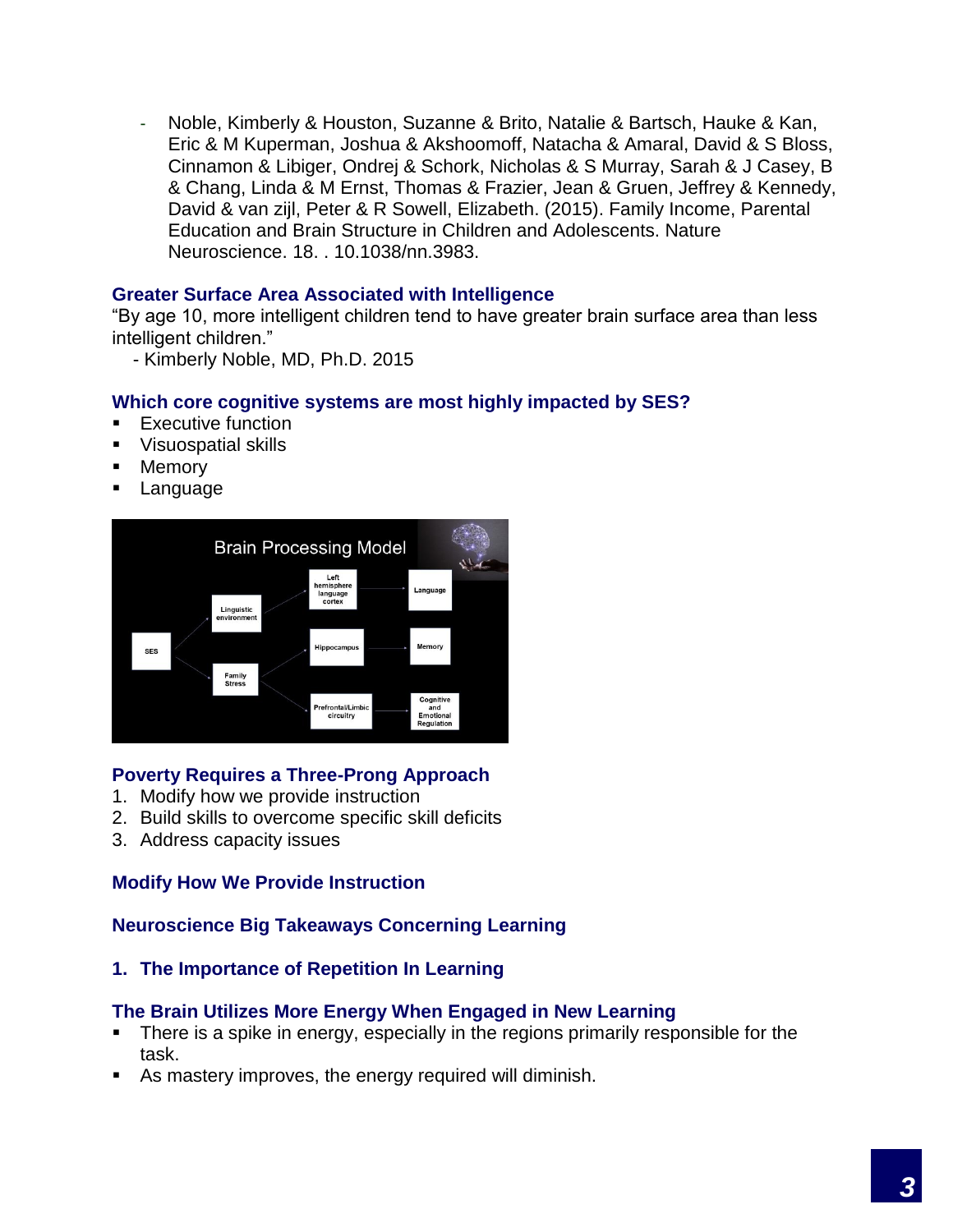- Noble, Kimberly & Houston, Suzanne & Brito, Natalie & Bartsch, Hauke & Kan, Eric & M Kuperman, Joshua & Akshoomoff, Natacha & Amaral, David & S Bloss, Cinnamon & Libiger, Ondrej & Schork, Nicholas & S Murray, Sarah & J Casey, B & Chang, Linda & M Ernst, Thomas & Frazier, Jean & Gruen, Jeffrey & Kennedy, David & van zijl, Peter & R Sowell, Elizabeth. (2015). Family Income, Parental Education and Brain Structure in Children and Adolescents. Nature Neuroscience. 18. . 10.1038/nn.3983.

### Greater Surface Area Associated with Intelligence

"By age 10, more intelligent children tend to have greater brain surface area than less intelligent children."

- Kimberly Noble, MD, Ph.D. 2015

### Which core cognitive systems are most highly impacted by SES?

- Executive function
- Visuospatial skills
- Memory
- Language

### Poverty Requires a Three-Prong Approach

1. Modify how we provide instruction
2. Build skills to overcome specific skill deficits
3. Address capacity issues

### Modify How We Provide Instruction

### Neuroscience Big Takeaways Concerning Learning

### 1. The Importance of Repetition In Learning

### The Brain Utilizes More Energy When Engaged in New Learning

- There is a spike in energy, especially in the regions primarily responsible for the task.
- As mastery improves, the energy required will diminish.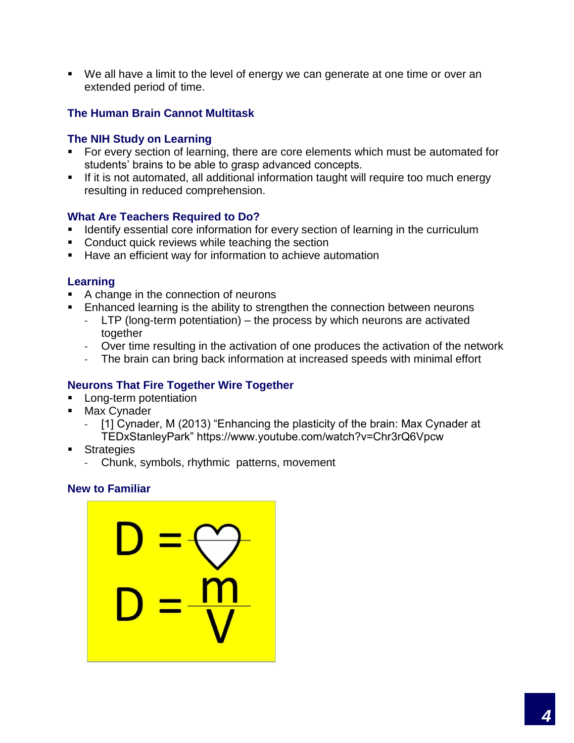- We all have a limit to the level of energy we can generate at one time or over an extended period of time.

### The Human Brain Cannot Multitask

### The NIH Study on Learning

- For every section of learning, there are core elements which must be automated for students' brains to be able to grasp advanced concepts.
- If it is not automated, all additional information taught will require too much energy resulting in reduced comprehension.

### What Are Teachers Required to Do?

- Identify essential core information for every section of learning in the curriculum
- Conduct quick reviews while teaching the section
- Have an efficient way for information to achieve automation

### Learning

- A change in the connection of neurons
- Enhanced learning is the ability to strengthen the connection between neurons
  - LTP (long-term potentiation) – the process by which neurons are activated together
  - Over time resulting in the activation of one produces the activation of the network
  - The brain can bring back information at increased speeds with minimal effort

### Neurons That Fire Together Wire Together

- Long-term potentiation
- Max Cynader
  - [1] Cynader, M (2013) "Enhancing the plasticity of the brain: Max Cynader at TEDxStanleyPark" https://www.youtube.com/watch?v=Chr3rQ6Vpcw
- Strategies
  - Chunk, symbols, rhythmic patterns, movement

### New to Familiar

$$D = \heartsuit$$

$$D = \frac{m}{V}$$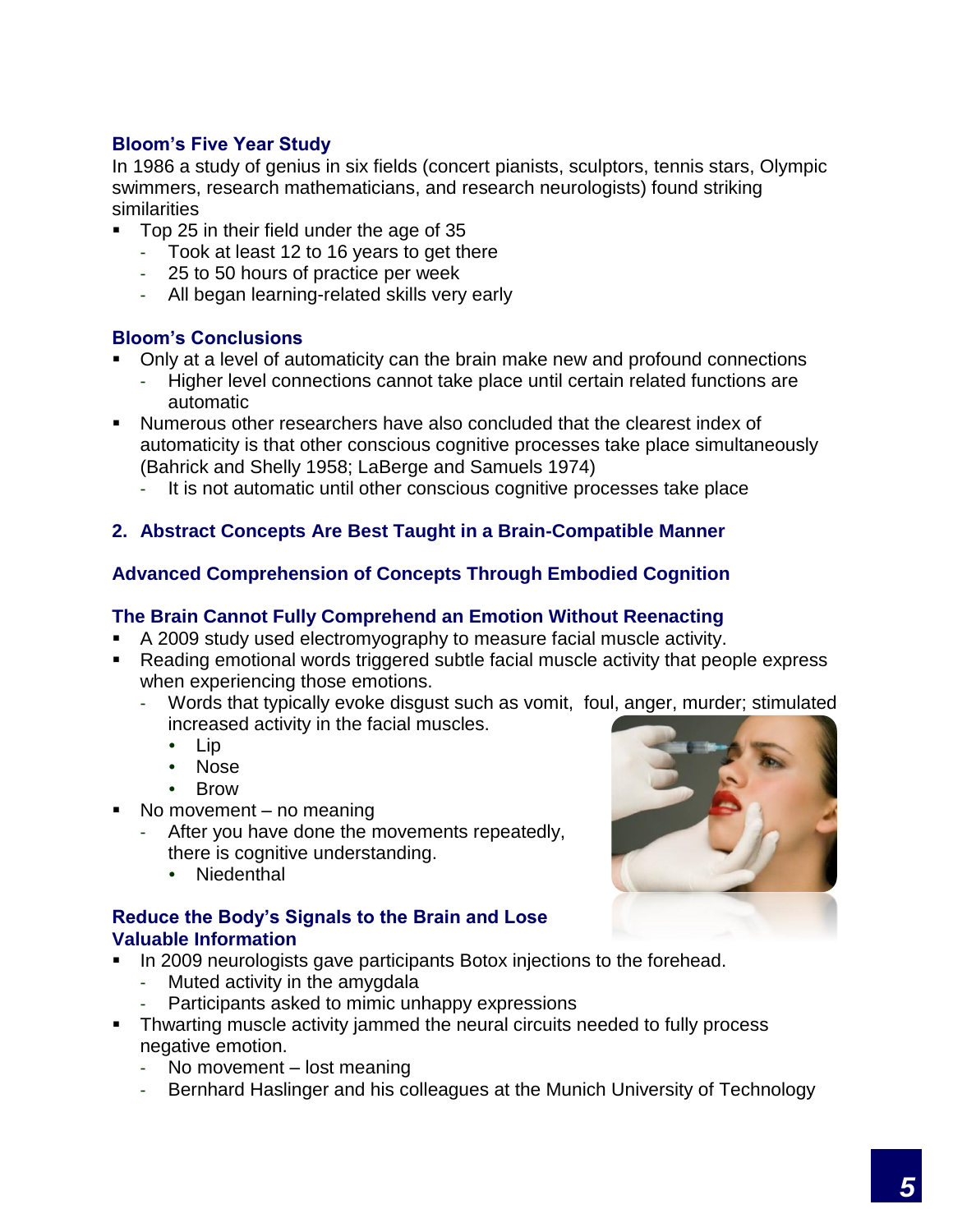### Bloom's Five Year Study

In 1986 a study of genius in six fields (concert pianists, sculptors, tennis stars, Olympic swimmers, research mathematicians, and research neurologists) found striking similarities

- Top 25 in their field under the age of 35
  - Took at least 12 to 16 years to get there
  - 25 to 50 hours of practice per week
  - All began learning-related skills very early

### Bloom's Conclusions

- Only at a level of automaticity can the brain make new and profound connections
  - Higher level connections cannot take place until certain related functions are automatic
- Numerous other researchers have also concluded that the clearest index of automaticity is that other conscious cognitive processes take place simultaneously (Bahrick and Shelly 1958; LaBerge and Samuels 1974)
  - It is not automatic until other conscious cognitive processes take place

## 2. Abstract Concepts Are Best Taught in a Brain-Compatible Manner

### Advanced Comprehension of Concepts Through Embodied Cognition

### The Brain Cannot Fully Comprehend an Emotion Without Reenacting

- A 2009 study used electromyography to measure facial muscle activity.
- Reading emotional words triggered subtle facial muscle activity that people express when experiencing those emotions.
  - Words that typically evoke disgust such as vomit, foul, anger, murder; stimulated increased activity in the facial muscles.
    - Lip
    - Nose
    - Brow
- No movement – no meaning
  - After you have done the movements repeatedly, there is cognitive understanding.
    - Niedenthal

### Reduce the Body's Signals to the Brain and Lose Valuable Information

- In 2009 neurologists gave participants Botox injections to the forehead.
  - Muted activity in the amygdala
  - Participants asked to mimic unhappy expressions
- Thwarting muscle activity jammed the neural circuits needed to fully process negative emotion.
  - No movement – lost meaning
  - Bernhard Haslinger and his colleagues at the Munich University of Technology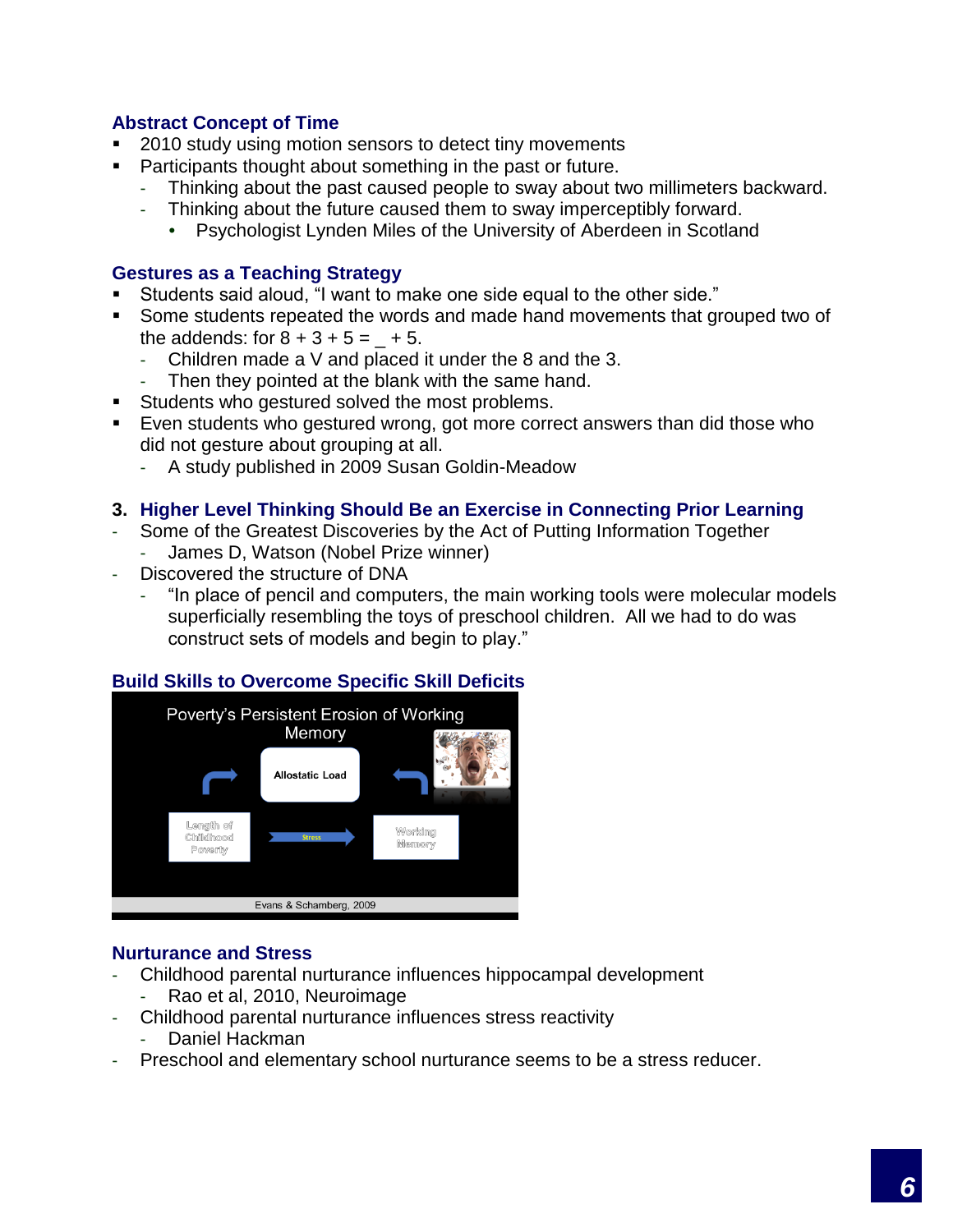### Abstract Concept of Time

- 2010 study using motion sensors to detect tiny movements
- Participants thought about something in the past or future.
  - Thinking about the past caused people to sway about two millimeters backward.
  - Thinking about the future caused them to sway imperceptibly forward.
    - Psychologist Lynden Miles of the University of Aberdeen in Scotland

### Gestures as a Teaching Strategy

- Students said aloud, “I want to make one side equal to the other side.”
- Some students repeated the words and made hand movements that grouped two of the addends: for 8 + 3 + 5 = _ + 5.
  - Children made a V and placed it under the 8 and the 3.
  - Then they pointed at the blank with the same hand.
- Students who gestured solved the most problems.
- Even students who gestured wrong, got more correct answers than did those who did not gesture about grouping at all.
  - A study published in 2009 Susan Goldin-Meadow

### 3. Higher Level Thinking Should Be an Exercise in Connecting Prior Learning

- Some of the Greatest Discoveries by the Act of Putting Information Together
  - James D, Watson (Nobel Prize winner)
- Discovered the structure of DNA
  - “In place of pencil and computers, the main working tools were molecular models superficially resembling the toys of preschool children. All we had to do was construct sets of models and begin to play.”

### Build Skills to Overcome Specific Skill Deficits

Poverty’s Persistent Erosion of Working Memory

Allostatic Load

Length of Childhood Poverty → Stress → Working Memory

Evans & Schamberg, 2009

### Nurturance and Stress

- Childhood parental nurturance influences hippocampal development
  - Rao et al, 2010, Neuroimage
- Childhood parental nurturance influences stress reactivity
  - Daniel Hackman
- Preschool and elementary school nurturance seems to be a stress reducer.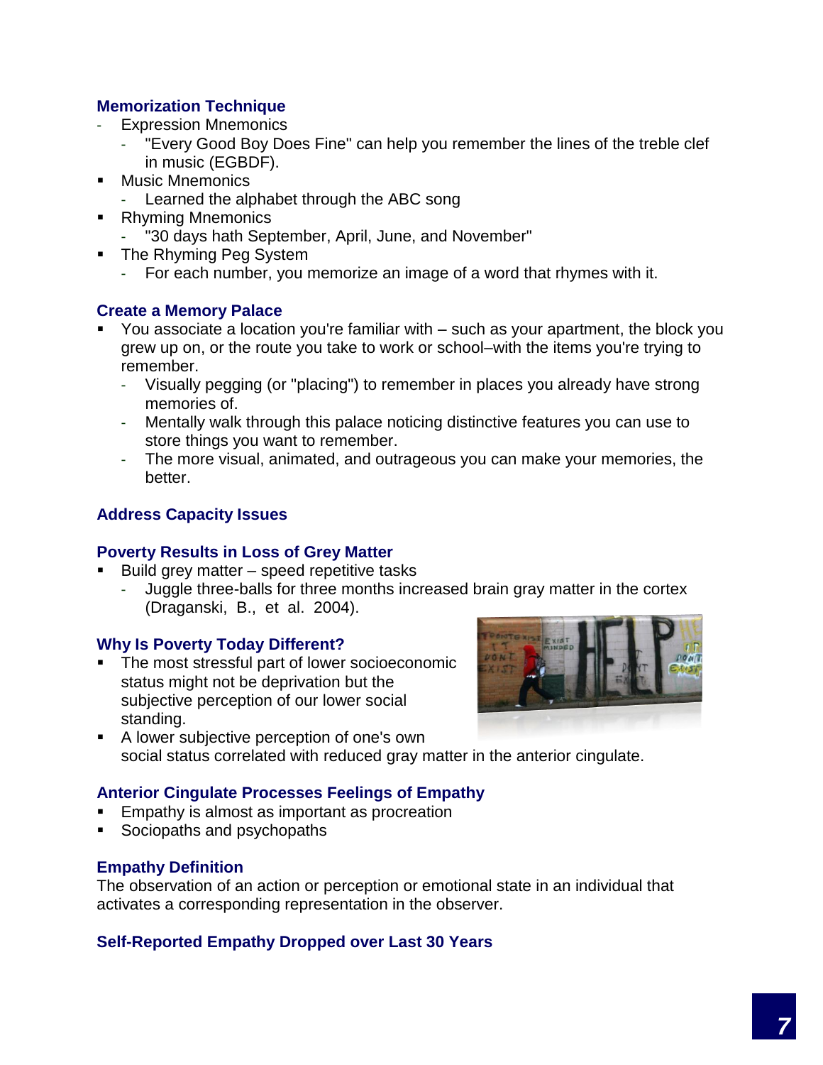### Memorization Technique

- Expression Mnemonics
  - "Every Good Boy Does Fine" can help you remember the lines of the treble clef in music (EGBDF).
- Music Mnemonics
  - Learned the alphabet through the ABC song
- Rhyming Mnemonics
  - "30 days hath September, April, June, and November"
- The Rhyming Peg System
  - For each number, you memorize an image of a word that rhymes with it.

### Create a Memory Palace

- You associate a location you're familiar with – such as your apartment, the block you grew up on, or the route you take to work or school–with the items you're trying to remember.
  - Visually pegging (or "placing") to remember in places you already have strong memories of.
  - Mentally walk through this palace noticing distinctive features you can use to store things you want to remember.
  - The more visual, animated, and outrageous you can make your memories, the better.

### Address Capacity Issues

### Poverty Results in Loss of Grey Matter

- Build grey matter – speed repetitive tasks
  - Juggle three-balls for three months increased brain gray matter in the cortex (Draganski, B., et al. 2004).

### Why Is Poverty Today Different?

- The most stressful part of lower socioeconomic status might not be deprivation but the subjective perception of our lower social standing.
- A lower subjective perception of one's own social status correlated with reduced gray matter in the anterior cingulate.

### Anterior Cingulate Processes Feelings of Empathy

- Empathy is almost as important as procreation
- Sociopaths and psychopaths

### Empathy Definition

The observation of an action or perception or emotional state in an individual that activates a corresponding representation in the observer.

### Self-Reported Empathy Dropped over Last 30 Years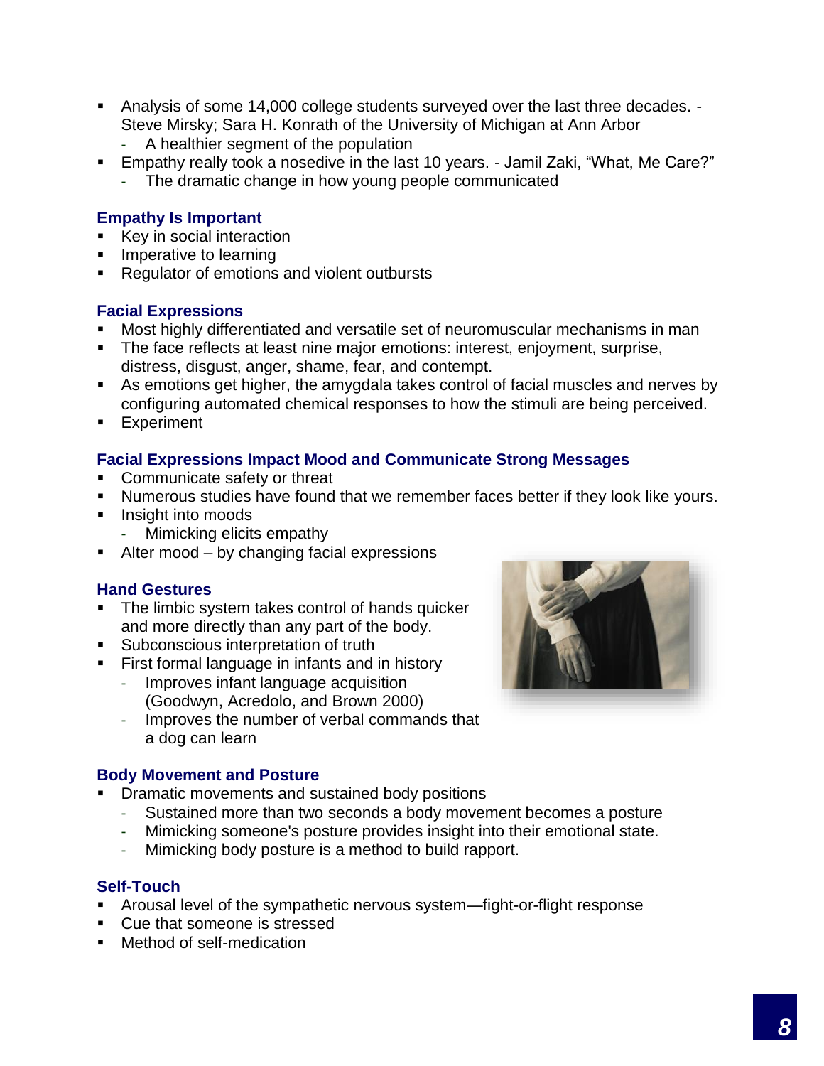- Analysis of some 14,000 college students surveyed over the last three decades. - Steve Mirsky; Sara H. Konrath of the University of Michigan at Ann Arbor
  - A healthier segment of the population
- Empathy really took a nosedive in the last 10 years. - Jamil Zaki, "What, Me Care?"
  - The dramatic change in how young people communicated

### Empathy Is Important

- Key in social interaction
- Imperative to learning
- Regulator of emotions and violent outbursts

### Facial Expressions

- Most highly differentiated and versatile set of neuromuscular mechanisms in man
- The face reflects at least nine major emotions: interest, enjoyment, surprise, distress, disgust, anger, shame, fear, and contempt.
- As emotions get higher, the amygdala takes control of facial muscles and nerves by configuring automated chemical responses to how the stimuli are being perceived.
- Experiment

### Facial Expressions Impact Mood and Communicate Strong Messages

- Communicate safety or threat
- Numerous studies have found that we remember faces better if they look like yours.
- Insight into moods
  - Mimicking elicits empathy
- Alter mood – by changing facial expressions

### Hand Gestures

- The limbic system takes control of hands quicker and more directly than any part of the body.
- Subconscious interpretation of truth
- First formal language in infants and in history
  - Improves infant language acquisition (Goodwyn, Acredolo, and Brown 2000)
  - Improves the number of verbal commands that a dog can learn

### Body Movement and Posture

- Dramatic movements and sustained body positions
  - Sustained more than two seconds a body movement becomes a posture
  - Mimicking someone's posture provides insight into their emotional state.
  - Mimicking body posture is a method to build rapport.

### Self-Touch

- Arousal level of the sympathetic nervous system—fight-or-flight response
- Cue that someone is stressed
- Method of self-medication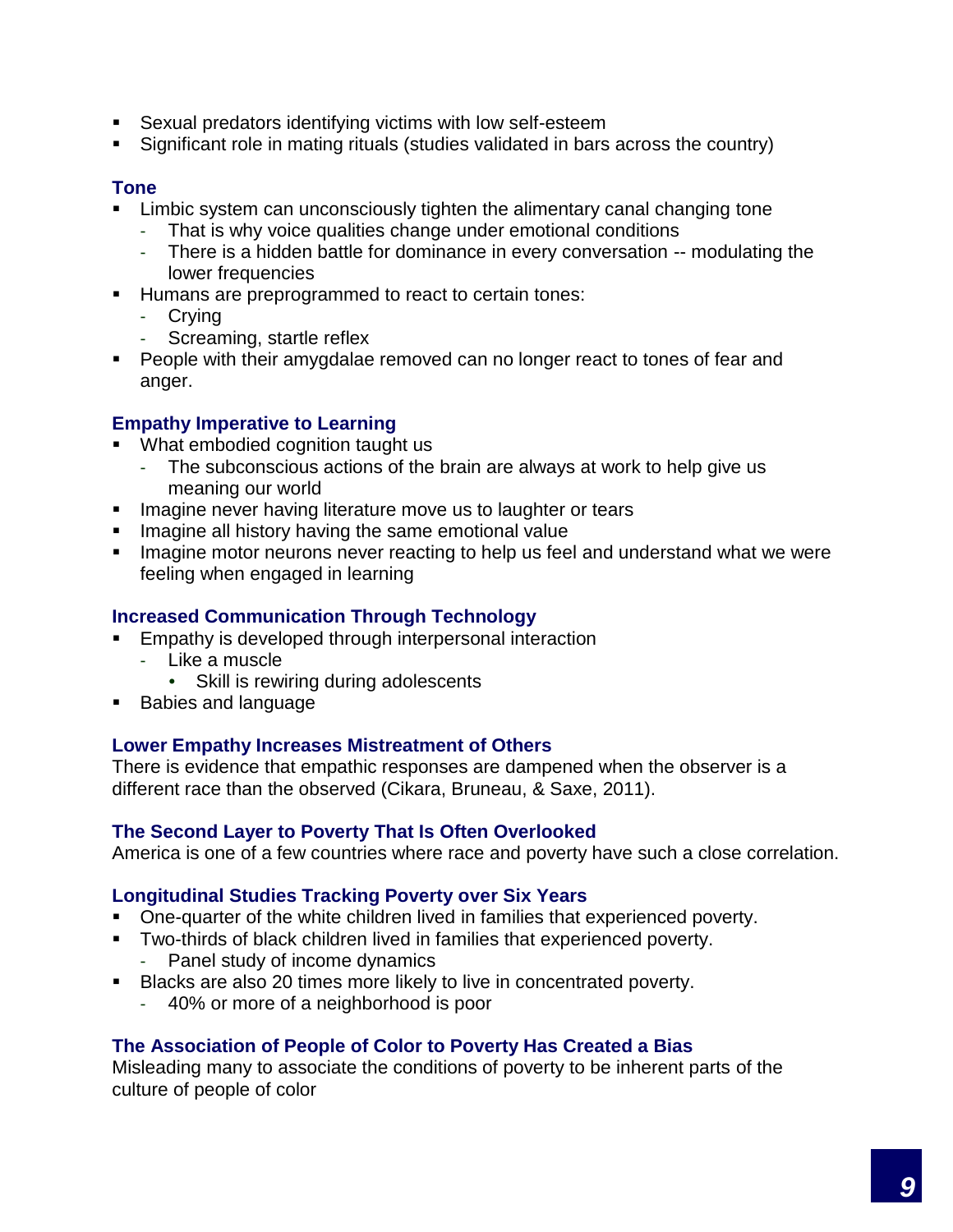- Sexual predators identifying victims with low self-esteem
- Significant role in mating rituals (studies validated in bars across the country)

### Tone

- Limbic system can unconsciously tighten the alimentary canal changing tone
  - That is why voice qualities change under emotional conditions
  - There is a hidden battle for dominance in every conversation -- modulating the lower frequencies
- Humans are preprogrammed to react to certain tones:
  - Crying
  - Screaming, startle reflex
- People with their amygdalae removed can no longer react to tones of fear and anger.

### Empathy Imperative to Learning

- What embodied cognition taught us
  - The subconscious actions of the brain are always at work to help give us meaning our world
- Imagine never having literature move us to laughter or tears
- Imagine all history having the same emotional value
- Imagine motor neurons never reacting to help us feel and understand what we were feeling when engaged in learning

### Increased Communication Through Technology

- Empathy is developed through interpersonal interaction
  - Like a muscle
    - Skill is rewiring during adolescents
- Babies and language

### Lower Empathy Increases Mistreatment of Others

There is evidence that empathic responses are dampened when the observer is a different race than the observed (Cikara, Bruneau, & Saxe, 2011).

### The Second Layer to Poverty That Is Often Overlooked

America is one of a few countries where race and poverty have such a close correlation.

### Longitudinal Studies Tracking Poverty over Six Years

- One-quarter of the white children lived in families that experienced poverty.
- Two-thirds of black children lived in families that experienced poverty.
  - Panel study of income dynamics
- Blacks are also 20 times more likely to live in concentrated poverty.
  - 40% or more of a neighborhood is poor

### The Association of People of Color to Poverty Has Created a Bias

Misleading many to associate the conditions of poverty to be inherent parts of the culture of people of color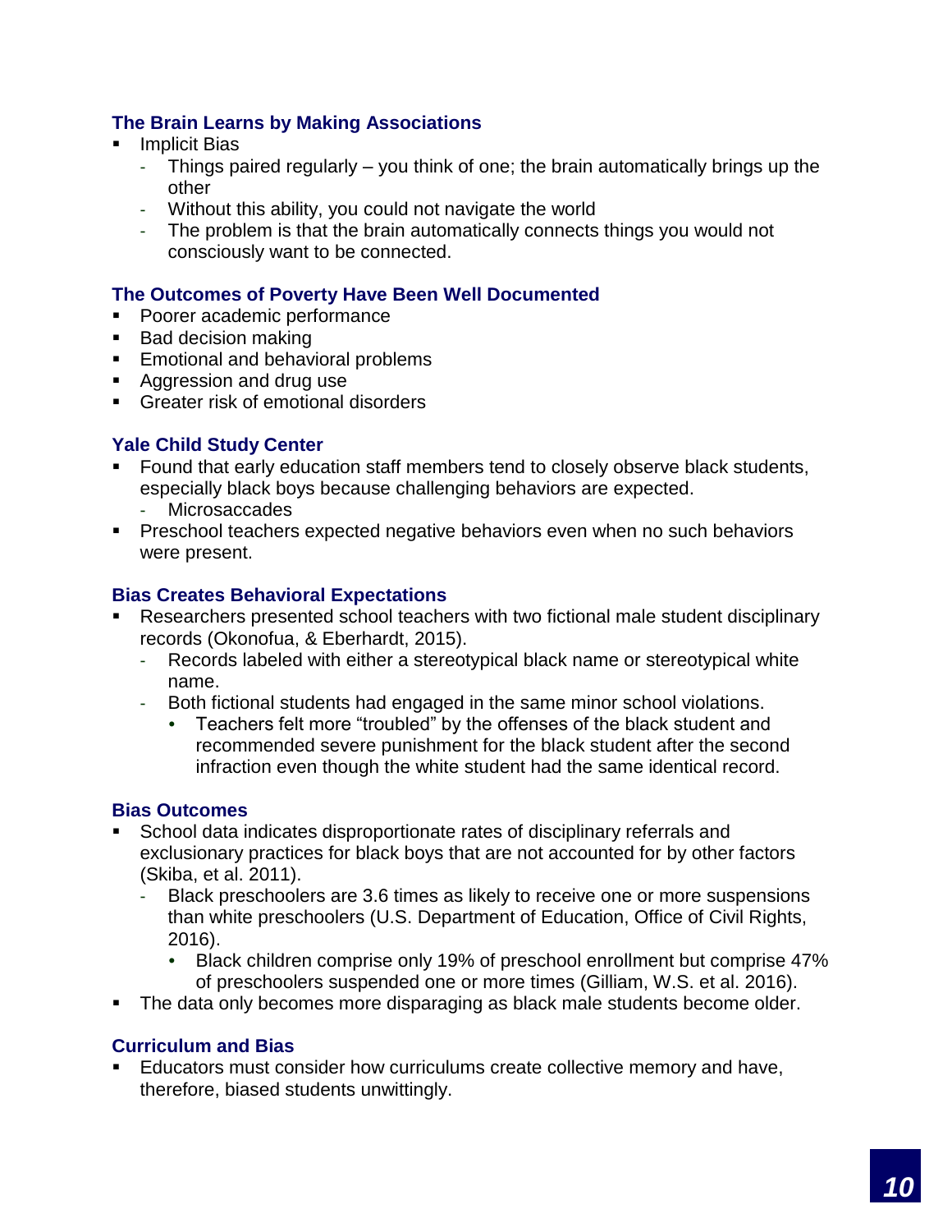### The Brain Learns by Making Associations

- Implicit Bias
  - Things paired regularly – you think of one; the brain automatically brings up the other
  - Without this ability, you could not navigate the world
  - The problem is that the brain automatically connects things you would not consciously want to be connected.

### The Outcomes of Poverty Have Been Well Documented

- Poorer academic performance
- Bad decision making
- Emotional and behavioral problems
- Aggression and drug use
- Greater risk of emotional disorders

### Yale Child Study Center

- Found that early education staff members tend to closely observe black students, especially black boys because challenging behaviors are expected.
  - Microsaccades
- Preschool teachers expected negative behaviors even when no such behaviors were present.

### Bias Creates Behavioral Expectations

- Researchers presented school teachers with two fictional male student disciplinary records (Okonofua, & Eberhardt, 2015).
  - Records labeled with either a stereotypical black name or stereotypical white name.
  - Both fictional students had engaged in the same minor school violations.
    - Teachers felt more "troubled" by the offenses of the black student and recommended severe punishment for the black student after the second infraction even though the white student had the same identical record.

### Bias Outcomes

- School data indicates disproportionate rates of disciplinary referrals and exclusionary practices for black boys that are not accounted for by other factors (Skiba, et al. 2011).
  - Black preschoolers are 3.6 times as likely to receive one or more suspensions than white preschoolers (U.S. Department of Education, Office of Civil Rights, 2016).
    - Black children comprise only 19% of preschool enrollment but comprise 47% of preschoolers suspended one or more times (Gilliam, W.S. et al. 2016).
- The data only becomes more disparaging as black male students become older.

### Curriculum and Bias

- Educators must consider how curriculums create collective memory and have, therefore, biased students unwittingly.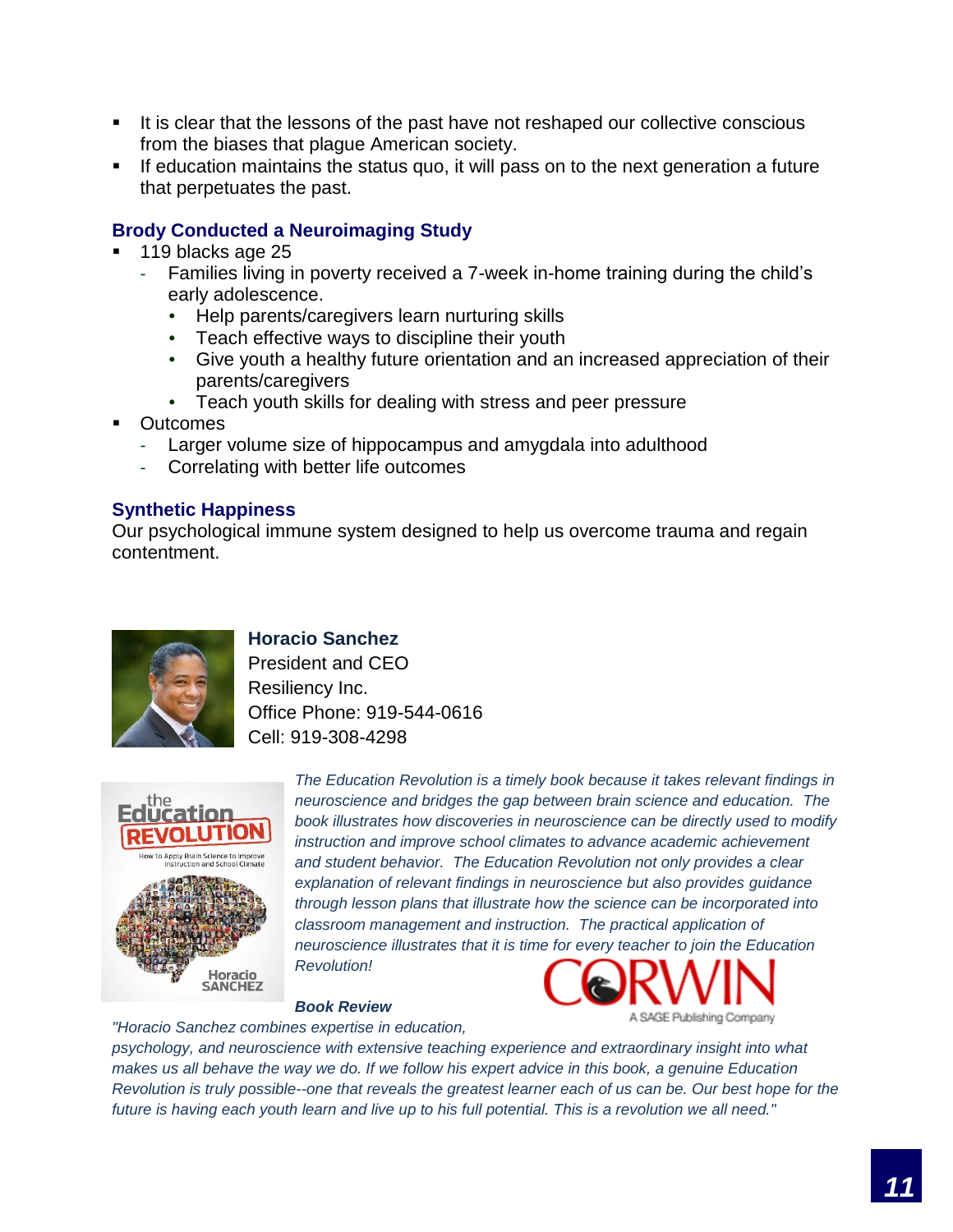- It is clear that the lessons of the past have not reshaped our collective conscious from the biases that plague American society.
- If education maintains the status quo, it will pass on to the next generation a future that perpetuates the past.

### Brody Conducted a Neuroimaging Study

- 119 blacks age 25
  - Families living in poverty received a 7-week in-home training during the child's early adolescence.
    - Help parents/caregivers learn nurturing skills
    - Teach effective ways to discipline their youth
    - Give youth a healthy future orientation and an increased appreciation of their parents/caregivers
    - Teach youth skills for dealing with stress and peer pressure
- Outcomes
  - Larger volume size of hippocampus and amygdala into adulthood
  - Correlating with better life outcomes

### Synthetic Happiness

Our psychological immune system designed to help us overcome trauma and regain contentment.

**Horacio Sanchez**
President and CEO
Resiliency Inc.
Office Phone: 919-544-0616
Cell: 919-308-4298

*The Education Revolution is a timely book because it takes relevant findings in neuroscience and bridges the gap between brain science and education. The book illustrates how discoveries in neuroscience can be directly used to modify instruction and improve school climates to advance academic achievement and student behavior. The Education Revolution not only provides a clear explanation of relevant findings in neuroscience but also provides guidance through lesson plans that illustrate how the science can be incorporated into classroom management and instruction. The practical application of neuroscience illustrates that it is time for every teacher to join the Education Revolution!*

CORWIN
A SAGE Publishing Company

***Book Review***

*"Horacio Sanchez combines expertise in education, psychology, and neuroscience with extensive teaching experience and extraordinary insight into what makes us all behave the way we do. If we follow his expert advice in this book, a genuine Education Revolution is truly possible--one that reveals the greatest learner each of us can be. Our best hope for the future is having each youth learn and live up to his full potential. This is a revolution we all need."*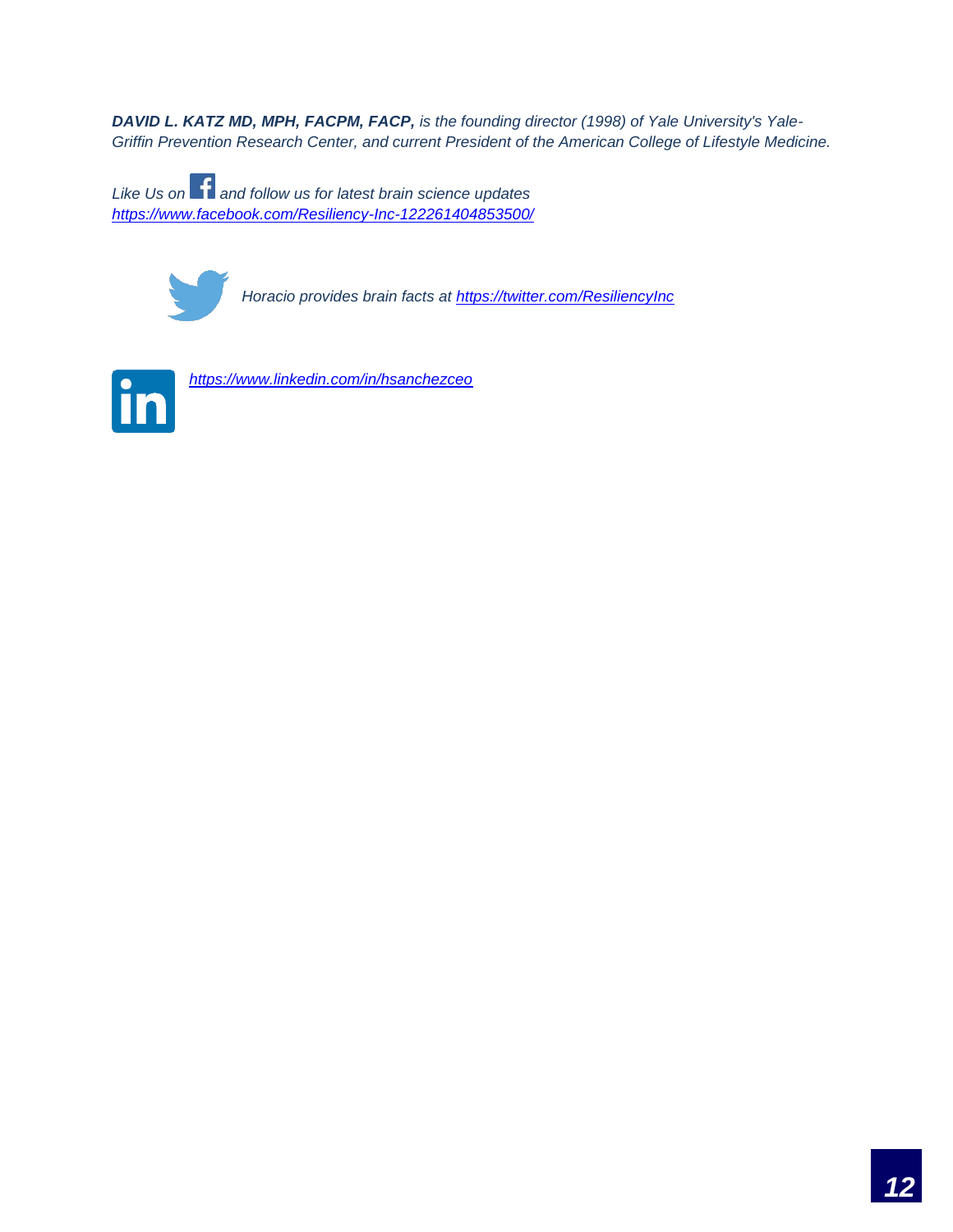***DAVID L. KATZ MD, MPH, FACPM, FACP,*** *is the founding director (1998) of Yale University's Yale-Griffin Prevention Research Center, and current President of the American College of Lifestyle Medicine.*

*Like Us on and follow us for latest brain science updates*
*https://www.facebook.com/Resiliency-Inc-122261404853500/*

*Horacio provides brain facts at https://twitter.com/ResiliencyInc*

*https://www.linkedin.com/in/hsanchezceo*